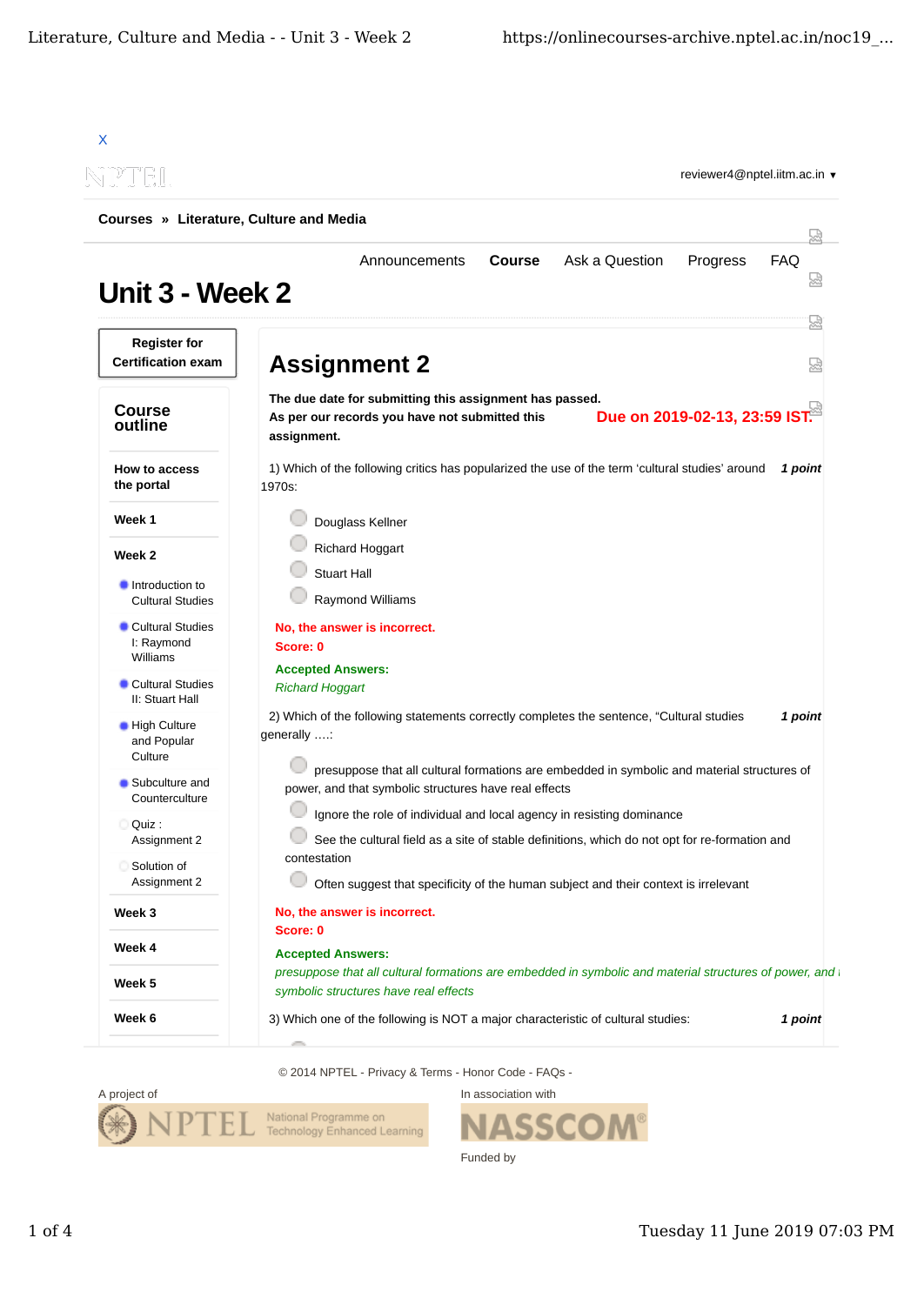X

reviewer4@nptel.iitm.ac.in ▾

**Courses » Literature, Culture and Media**

Announcements | **Course** | Ask a Question | Progress | FAQ

# Unit 3 - Week 2

**Register for Certification exam**

## Course outline

**How to access the portal**

**Week 1**

**Week 2**

- Introduction to Cultural Studies
- Cultural Studies I: Raymond Williams
- Cultural Studies II: Stuart Hall
- High Culture and Popular Culture
- Subculture and Counterculture
- Quiz : Assignment 2
- Solution of Assignment 2

**Week 3**

**Week 4**

**Week 5**

**Week 6**

## Assignment 2

**The due date for submitting this assignment has passed.**
**As per our records you have not submitted this assignment.**

**Due on 2019-02-13, 23:59 IST.**

1) Which of the following critics has popularized the use of the term 'cultural studies' around 1970s: ***1 point***

- Douglass Kellner
- Richard Hoggart
- Stuart Hall
- Raymond Williams

**No, the answer is incorrect.**
**Score: 0**

**Accepted Answers:**
*Richard Hoggart*

2) Which of the following statements correctly completes the sentence, "Cultural studies generally ….: ***1 point***

- presuppose that all cultural formations are embedded in symbolic and material structures of power, and that symbolic structures have real effects
- Ignore the role of individual and local agency in resisting dominance
- See the cultural field as a site of stable definitions, which do not opt for re-formation and contestation
- Often suggest that specificity of the human subject and their context is irrelevant

**No, the answer is incorrect.**
**Score: 0**

**Accepted Answers:**
*presuppose that all cultural formations are embedded in symbolic and material structures of power, and that symbolic structures have real effects*

3) Which one of the following is NOT a major characteristic of cultural studies: ***1 point***

© 2014 NPTEL - Privacy & Terms - Honor Code - FAQs -

A project of

In association with

Funded by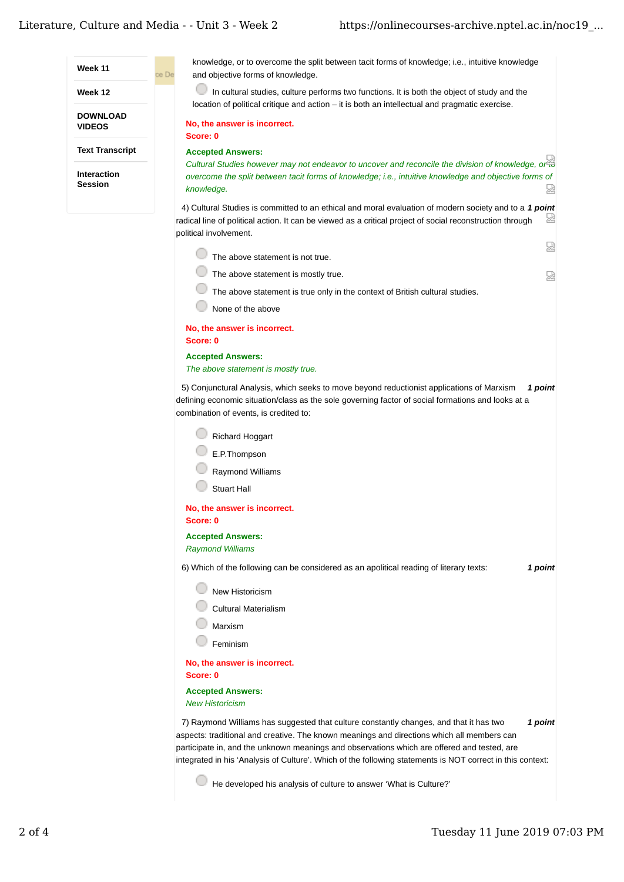knowledge, or to overcome the split between tacit forms of knowledge; i.e., intuitive knowledge and objective forms of knowledge.

- In cultural studies, culture performs two functions. It is both the object of study and the location of political critique and action – it is both an intellectual and pragmatic exercise.

**No, the answer is incorrect.**
**Score: 0**

**Accepted Answers:**
*Cultural Studies however may not endeavor to uncover and reconcile the division of knowledge, or to overcome the split between tacit forms of knowledge; i.e., intuitive knowledge and objective forms of knowledge.*

4) Cultural Studies is committed to an ethical and moral evaluation of modern society and to a radical line of political action. It can be viewed as a critical project of social reconstruction through political involvement. ***1 point***

- The above statement is not true.
- The above statement is mostly true.
- The above statement is true only in the context of British cultural studies.
- None of the above

**No, the answer is incorrect.**
**Score: 0**

**Accepted Answers:**
*The above statement is mostly true.*

5) Conjunctural Analysis, which seeks to move beyond reductionist applications of Marxism defining economic situation/class as the sole governing factor of social formations and looks at a combination of events, is credited to: ***1 point***

- Richard Hoggart
- E.P.Thompson
- Raymond Williams
- Stuart Hall

**No, the answer is incorrect.**
**Score: 0**

**Accepted Answers:**
*Raymond Williams*

6) Which of the following can be considered as an apolitical reading of literary texts: ***1 point***

- New Historicism
- Cultural Materialism
- Marxism
- Feminism

**No, the answer is incorrect.**
**Score: 0**

**Accepted Answers:**
*New Historicism*

7) Raymond Williams has suggested that culture constantly changes, and that it has two aspects: traditional and creative. The known meanings and directions which all members can participate in, and the unknown meanings and observations which are offered and tested, are integrated in his 'Analysis of Culture'. Which of the following statements is NOT correct in this context: ***1 point***

- He developed his analysis of culture to answer 'What is Culture?'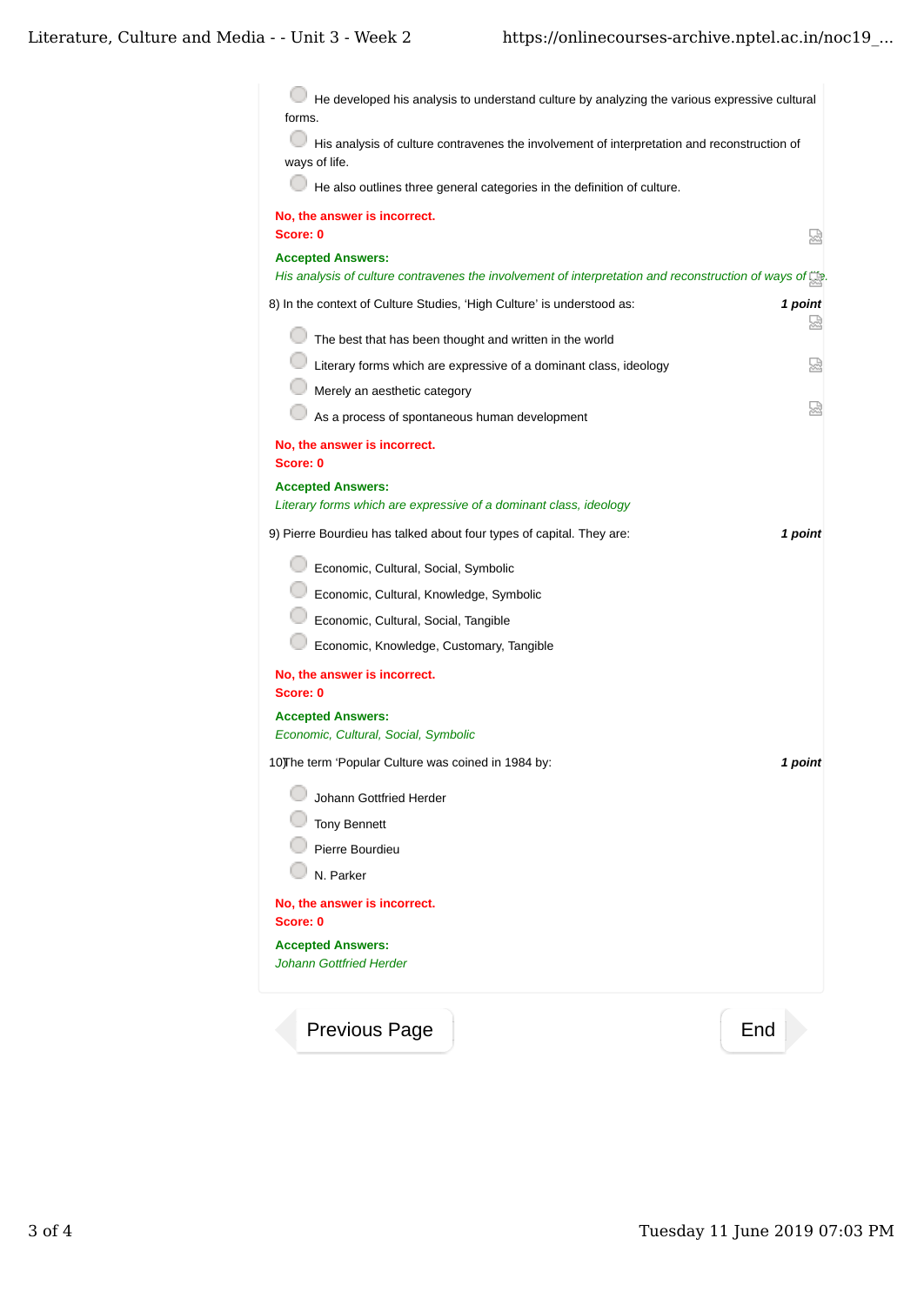- He developed his analysis to understand culture by analyzing the various expressive cultural forms.
- His analysis of culture contravenes the involvement of interpretation and reconstruction of ways of life.
- He also outlines three general categories in the definition of culture.

**No, the answer is incorrect.**
**Score: 0**

**Accepted Answers:**
*His analysis of culture contravenes the involvement of interpretation and reconstruction of ways of life.*

8) In the context of Culture Studies, 'High Culture' is understood as: ***1 point***

- The best that has been thought and written in the world
- Literary forms which are expressive of a dominant class, ideology
- Merely an aesthetic category
- As a process of spontaneous human development

**No, the answer is incorrect.**
**Score: 0**

**Accepted Answers:**
*Literary forms which are expressive of a dominant class, ideology*

9) Pierre Bourdieu has talked about four types of capital. They are: ***1 point***

- Economic, Cultural, Social, Symbolic
- Economic, Cultural, Knowledge, Symbolic
- Economic, Cultural, Social, Tangible
- Economic, Knowledge, Customary, Tangible

**No, the answer is incorrect.**
**Score: 0**

**Accepted Answers:**
*Economic, Cultural, Social, Symbolic*

10) The term 'Popular Culture was coined in 1984 by: ***1 point***

- Johann Gottfried Herder
- Tony Bennett
- Pierre Bourdieu
- N. Parker

**No, the answer is incorrect.**
**Score: 0**

**Accepted Answers:**
*Johann Gottfried Herder*

Previous Page | End